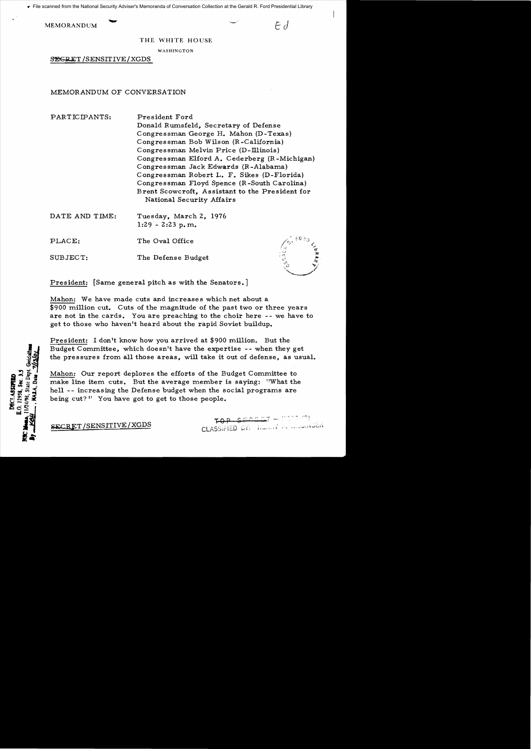MEMORANDUM

THE WHITE HOUSE

WASHINGTON

SECRET/SENSITIVE/XGDS

# MEMORANDUM OF CONVERSATION

PARTICIPANTS:
President Ford
Donald Rumsfeld, Secretary of Defense
Congressman George H. Mahon (D-Texas)
Congressman Bob Wilson (R-California)
Congressman Melvin Price (D-Illinois)
Congressman Elford A. Cederberg (R-Michigan)
Congressman Jack Edwards (R-Alabama)
Congressman Robert L. F. Sikes (D-Florida)
Congressman Floyd Spence (R-South Carolina)
Brent Scowcroft, Assistant to the President for National Security Affairs

DATE AND TIME: Tuesday, March 2, 1976
1:29 - 2:23 p.m.

PLACE: The Oval Office

SUBJECT: The Defense Budget

President: [Same general pitch as with the Senators.]

Mahon: We have made cuts and increases which net about a $900 million cut. Cuts of the magnitude of the past two or three years are not in the cards. You are preaching to the choir here -- we have to get to those who haven't heard about the rapid Soviet buildup.

President: I don't know how you arrived at $900 million. But the Budget Committee, which doesn't have the expertise -- when they get the pressures from all those areas, will take it out of defense, as usual.

Mahon: Our report deplores the efforts of the Budget Committee to make line item cuts. But the average member is saying: "What the hell -- increasing the Defense budget when the social programs are being cut?" You have got to get to those people.

SECRET/SENSITIVE/XGDS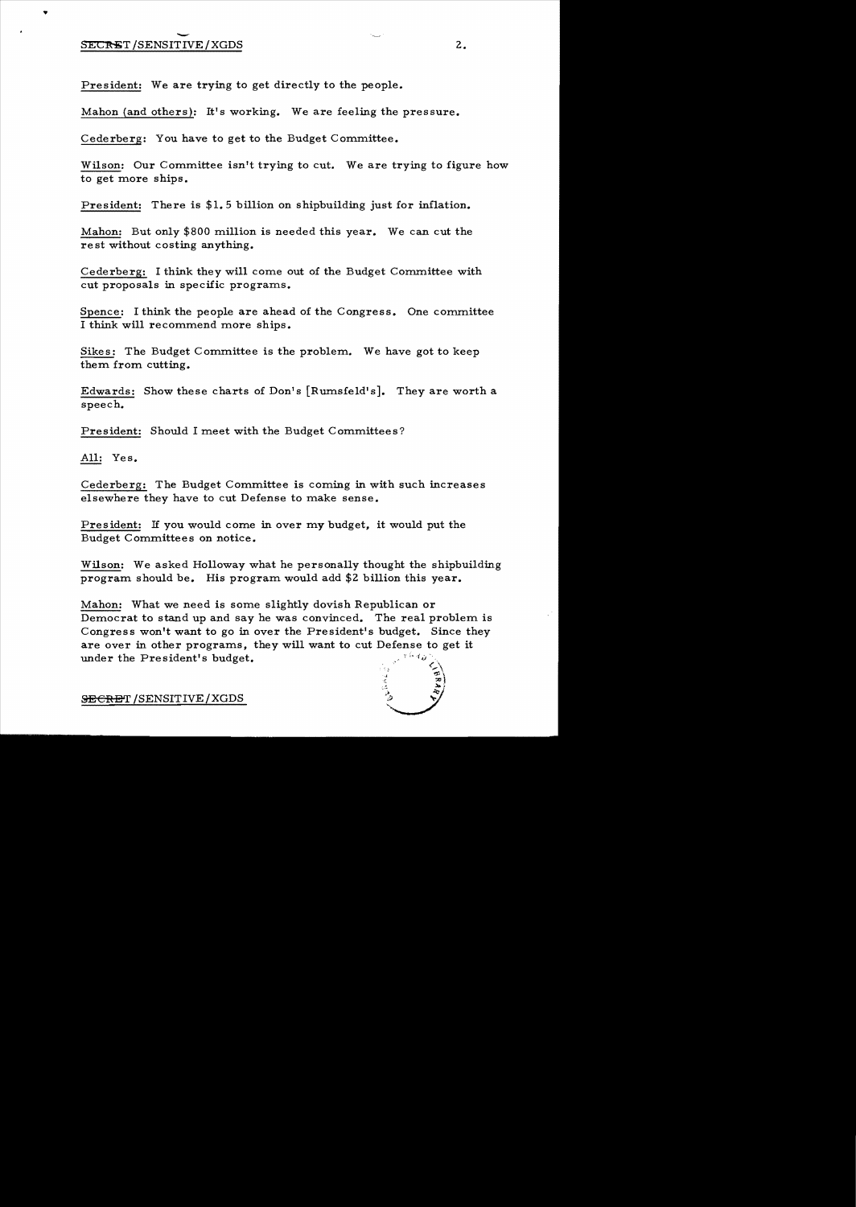President: We are trying to get directly to the people.

Mahon (and others): It's working. We are feeling the pressure.

Cederberg: You have to get to the Budget Committee.

Wilson: Our Committee isn't trying to cut. We are trying to figure how to get more ships.

President: There is $1.5 billion on shipbuilding just for inflation.

Mahon: But only $800 million is needed this year. We can cut the rest without costing anything.

Cederberg: I think they will come out of the Budget Committee with cut proposals in specific programs.

Spence: I think the people are ahead of the Congress. One committee I think will recommend more ships.

Sikes: The Budget Committee is the problem. We have got to keep them from cutting.

Edwards: Show these charts of Don's [Rumsfeld's]. They are worth a speech.

President: Should I meet with the Budget Committees?

All: Yes.

Cederberg: The Budget Committee is coming in with such increases elsewhere they have to cut Defense to make sense.

President: If you would come in over my budget, it would put the Budget Committees on notice.

Wilson: We asked Holloway what he personally thought the shipbuilding program should be. His program would add $2 billion this year.

Mahon: What we need is some slightly dovish Republican or Democrat to stand up and say he was convinced. The real problem is Congress won't want to go in over the President's budget. Since they are over in other programs, they will want to cut Defense to get it under the President's budget.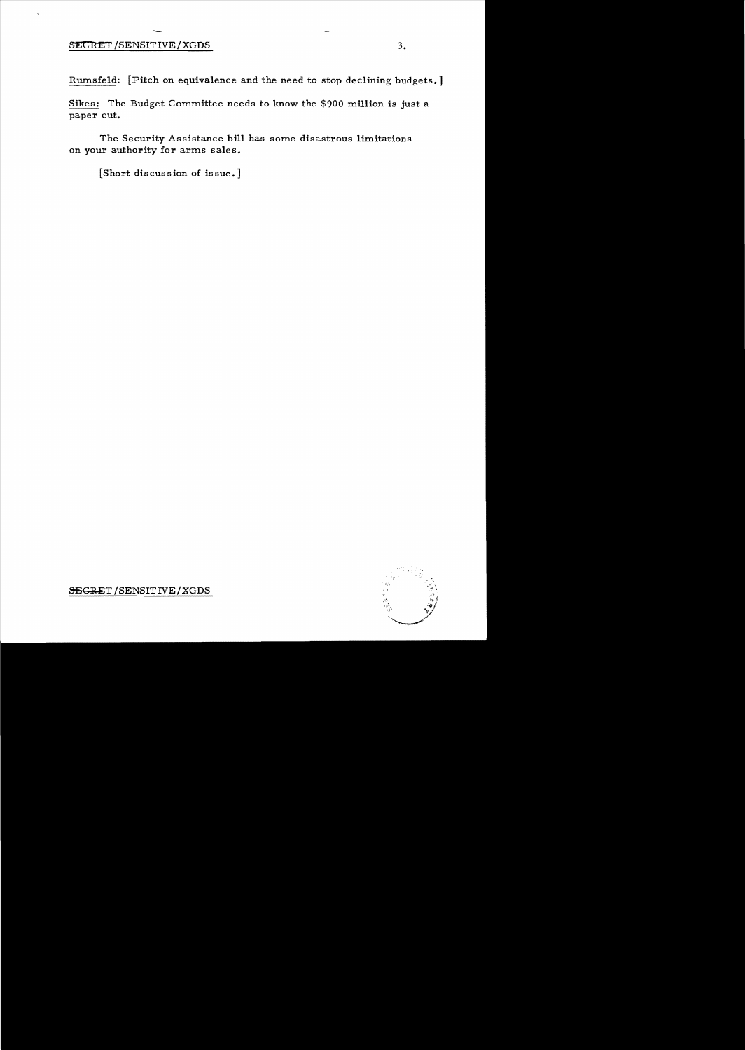Rumsfeld: [Pitch on equivalence and the need to stop declining budgets.]

Sikes: The Budget Committee needs to know the $900 million is just a paper cut.

The Security Assistance bill has some disastrous limitations on your authority for arms sales.

[Short discussion of issue.]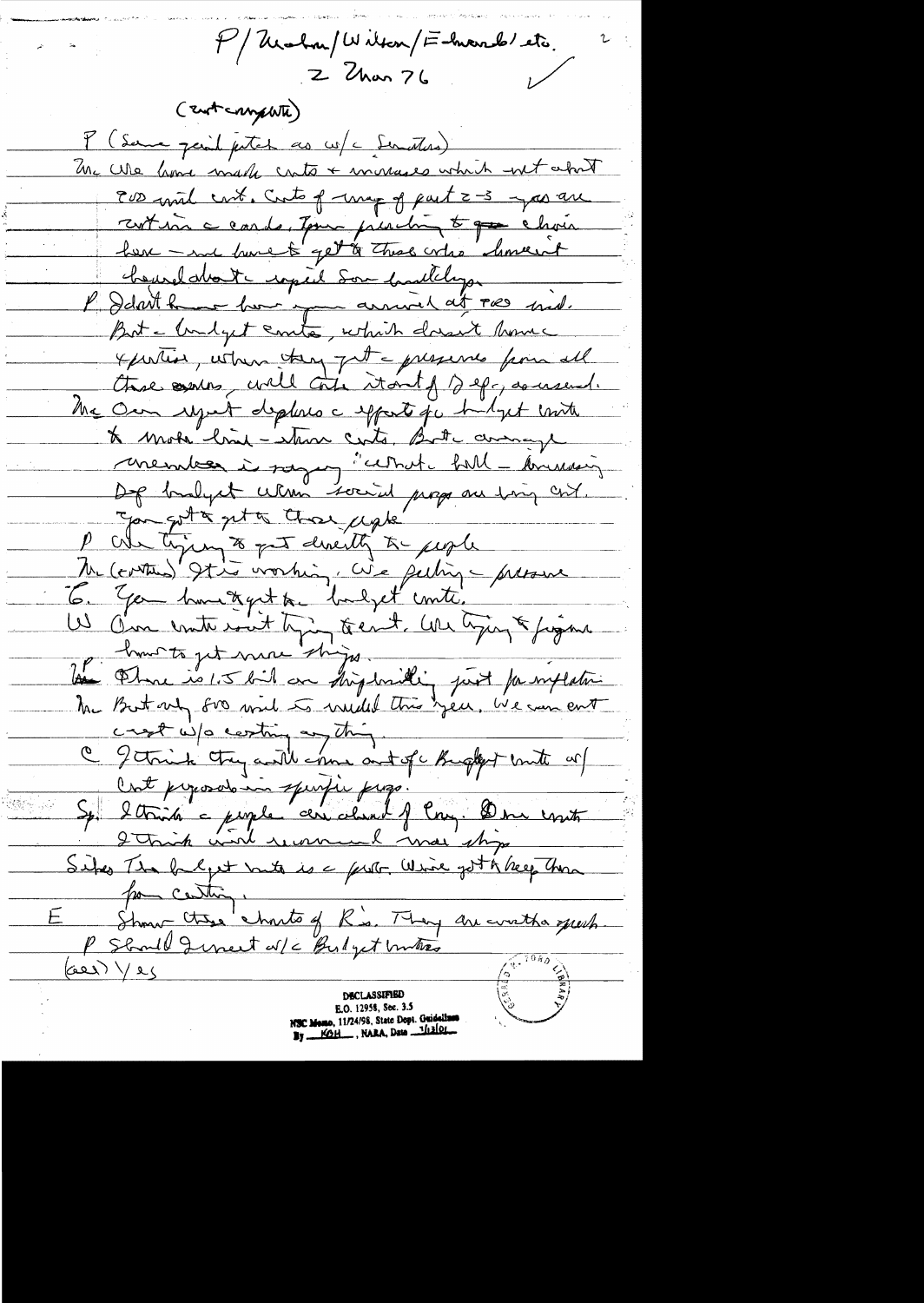P/Mahon/Wilson/Edwards/ etc.

2 Mar 76

(cont complete)

P (Same general pitch as w/ Senators)

Mc We have made cuts + increases which net about 200 mil cut. Cuts of way of past 2-3 years are cutting the cords. Your preaching to the choir here — we have to get to those who haven't heard about the impact.

P I don't know how you arrived at 200 mil. But the budget cmte, which doesn't have expertise, when they get the pressures from all those sources, will take it out of Def, as usual.

Mc Our report deplores the effort for budget cmte to make line-item cuts. But the average member is saying "what the hell — increasing Def budget when social programs are being cut." You got to get to those people.

P We trying to get directly to people

Mc (cont'd) It's working. We're feeling the pressure.

G. You have to get the budget cmte.

W Our cmte isn't trying to cut. We're trying to figure how to get more ships.

P There is 1.5 bil on shipbuilding just for inflation

Mc But only 800 mil is needed this year. We can cut cost w/o cutting anything.

C I think they will come out of the Budget Cmte w/ cut proposals in specific programs.

Sp. I think the people are ahead of Cong. Our cmte I think will recommend more ships.

Sikes The budget cmte is the prob. We've got to keep them from cutting.

E Show those charts of R's. They are worth a speech.

P Should I meet w/ the Budget Cmtes

(all) Yes

DECLASSIFIED
E.O. 12958, Sec. 3.5
NSC Memo, 11/24/98, State Dept. Guidelines
By KOH, NARA, Date 1/13/01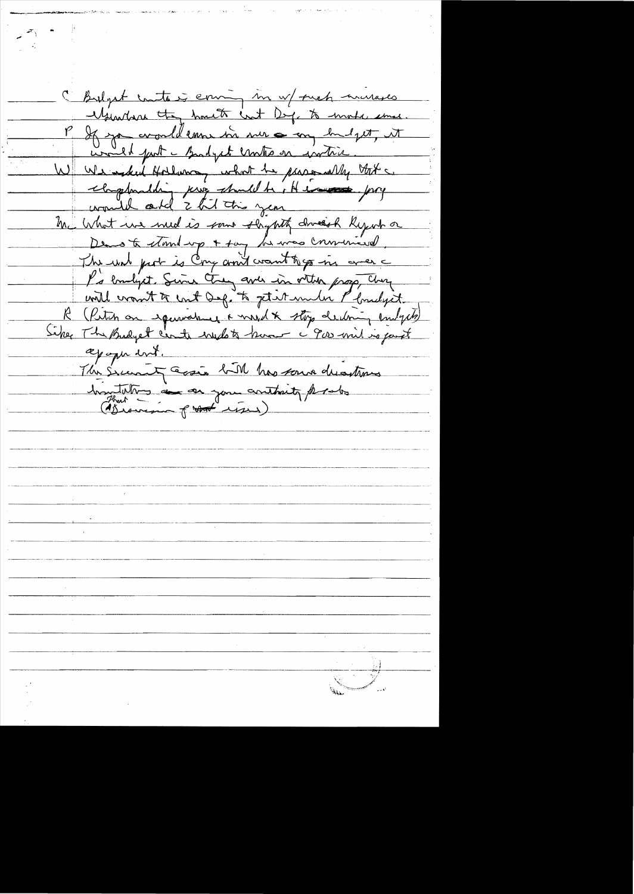C Budget cuts is coming in w/ such increases
therefore they must cut Def. to make room.
P If you would come in w/ our budget, it
would put Budget Cmtes on notice.
W We asked Holloway what he personally thought
shipbuilding prog should be, & he said prog
would add 2 bil this year
M What we need is some slightly dovish Rep or
Dem to stand up & say he was convinced.
The real point is Cong won't want to go over
P's budget. Since they are in other prog, they
will want to cut Def. to get it under P budget.
R (Pitch on equivalence & need to stop declining budgets)
Sihes The Budget Cmte needs to know the 9 bil is just
a paper cut.
The Security Assis bill has some disastrous
limitations on your authority to sale
(Brown — f that issue)